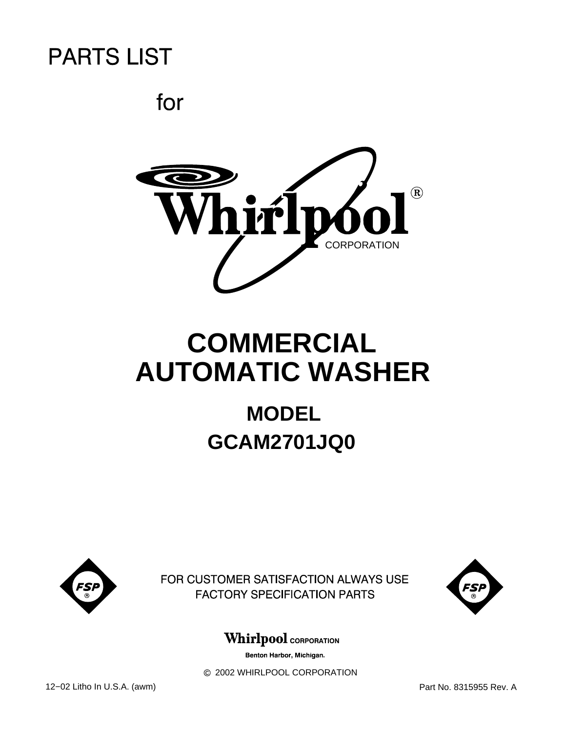# PARTS LIST

for

Whirlpool® CORPORATION

# COMMERCIAL AUTOMATIC WASHER

## MODEL

## GCAM2701JQ0

FSP®

FOR CUSTOMER SATISFACTION ALWAYS USE FACTORY SPECIFICATION PARTS

FSP®

**Whirlpool CORPORATION**

**Benton Harbor, Michigan.**

© 2002 WHIRLPOOL CORPORATION

12−02 Litho In U.S.A. (awm)

Part No. 8315955 Rev. A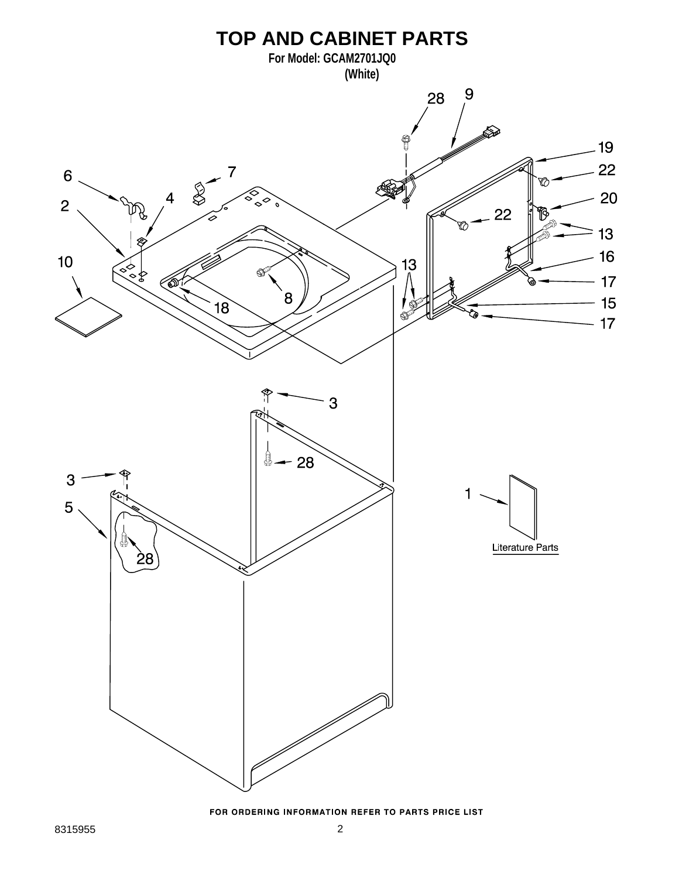# TOP AND CABINET PARTS

**For Model: GCAM2701JQ0**
**(White)**

Literature Parts

FOR ORDERING INFORMATION REFER TO PARTS PRICE LIST

8315955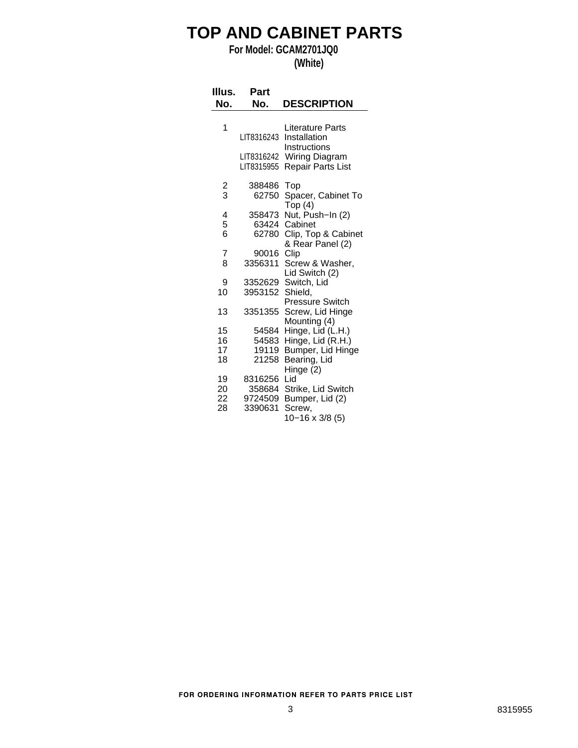# TOP AND CABINET PARTS

**For Model: GCAM2701JQ0**
**(White)**

| Illus. No. | Part No. | DESCRIPTION |
|---|---|---|
| 1 | | Literature Parts |
| | LIT8316243 | Installation Instructions |
| | LIT8316242 | Wiring Diagram |
| | LIT8315955 | Repair Parts List |
| 2 | 388486 | Top |
| 3 | 62750 | Spacer, Cabinet To Top (4) |
| 4 | 358473 | Nut, Push−In (2) |
| 5 | 63424 | Cabinet |
| 6 | 62780 | Clip, Top & Cabinet & Rear Panel (2) |
| 7 | 90016 | Clip |
| 8 | 3356311 | Screw & Washer, Lid Switch (2) |
| 9 | 3352629 | Switch, Lid |
| 10 | 3953152 | Shield, Pressure Switch |
| 13 | 3351355 | Screw, Lid Hinge Mounting (4) |
| 15 | 54584 | Hinge, Lid (L.H.) |
| 16 | 54583 | Hinge, Lid (R.H.) |
| 17 | 19119 | Bumper, Lid Hinge |
| 18 | 21258 | Bearing, Lid Hinge (2) |
| 19 | 8316256 | Lid |
| 20 | 358684 | Strike, Lid Switch |
| 22 | 9724509 | Bumper, Lid (2) |
| 28 | 3390631 | Screw, 10−16 x 3/8 (5) |

FOR ORDERING INFORMATION REFER TO PARTS PRICE LIST

8315955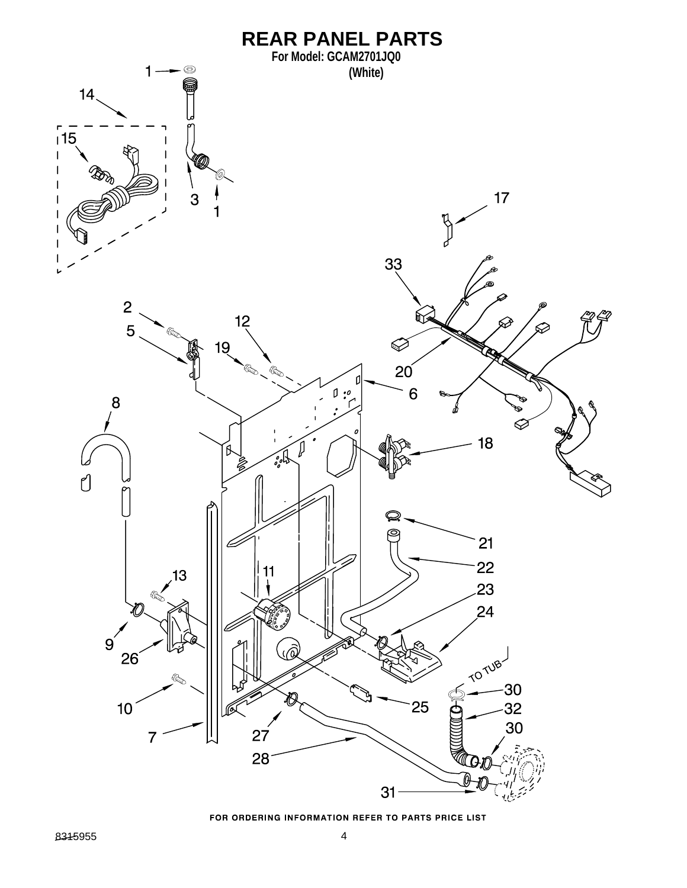# REAR PANEL PARTS

**For Model: GCAM2701JQ0**
**(White)**

FOR ORDERING INFORMATION REFER TO PARTS PRICE LIST

8315955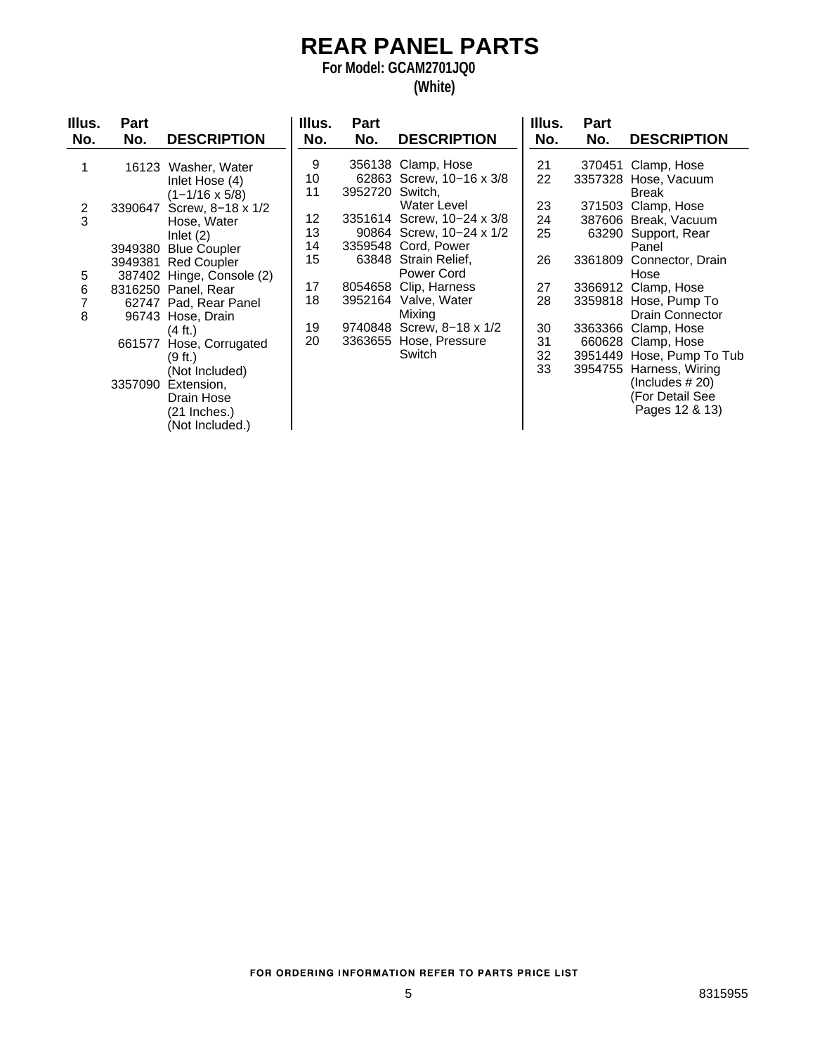# REAR PANEL PARTS

**For Model: GCAM2701JQ0**

**(White)**

| Illus. No. | Part No. | DESCRIPTION |
|---|---|---|
| 1 | 16123 | Washer, Water Inlet Hose (4) (1−1/16 x 5/8) |
| 2 | 3390647 | Screw, 8−18 x 1/2 |
| 3 | | Hose, Water Inlet (2) |
| | 3949380 | Blue Coupler |
| | 3949381 | Red Coupler |
| 5 | 387402 | Hinge, Console (2) |
| 6 | 8316250 | Panel, Rear |
| 7 | 62747 | Pad, Rear Panel |
| 8 | 96743 | Hose, Drain (4 ft.) |
| | 661577 | Hose, Corrugated (9 ft.) (Not Included) |
| | 3357090 | Extension, Drain Hose (21 Inches.) (Not Included.) |
| 9 | 356138 | Clamp, Hose |
| 10 | 62863 | Screw, 10−16 x 3/8 |
| 11 | 3952720 | Switch, Water Level |
| 12 | 3351614 | Screw, 10−24 x 3/8 |
| 13 | 90864 | Screw, 10−24 x 1/2 |
| 14 | 3359548 | Cord, Power |
| 15 | 63848 | Strain Relief, Power Cord |
| 17 | 8054658 | Clip, Harness |
| 18 | 3952164 | Valve, Water Mixing |
| 19 | 9740848 | Screw, 8−18 x 1/2 |
| 20 | 3363655 | Hose, Pressure Switch |
| 21 | 370451 | Clamp, Hose |
| 22 | 3357328 | Hose, Vacuum Break |
| 23 | 371503 | Clamp, Hose |
| 24 | 387606 | Break, Vacuum |
| 25 | 63290 | Support, Rear Panel |
| 26 | 3361809 | Connector, Drain Hose |
| 27 | 3366912 | Clamp, Hose |
| 28 | 3359818 | Hose, Pump To Drain Connector |
| 30 | 3363366 | Clamp, Hose |
| 31 | 660628 | Clamp, Hose |
| 32 | 3951449 | Hose, Pump To Tub |
| 33 | 3954755 | Harness, Wiring (Includes # 20) (For Detail See Pages 12 & 13) |

FOR ORDERING INFORMATION REFER TO PARTS PRICE LIST

8315955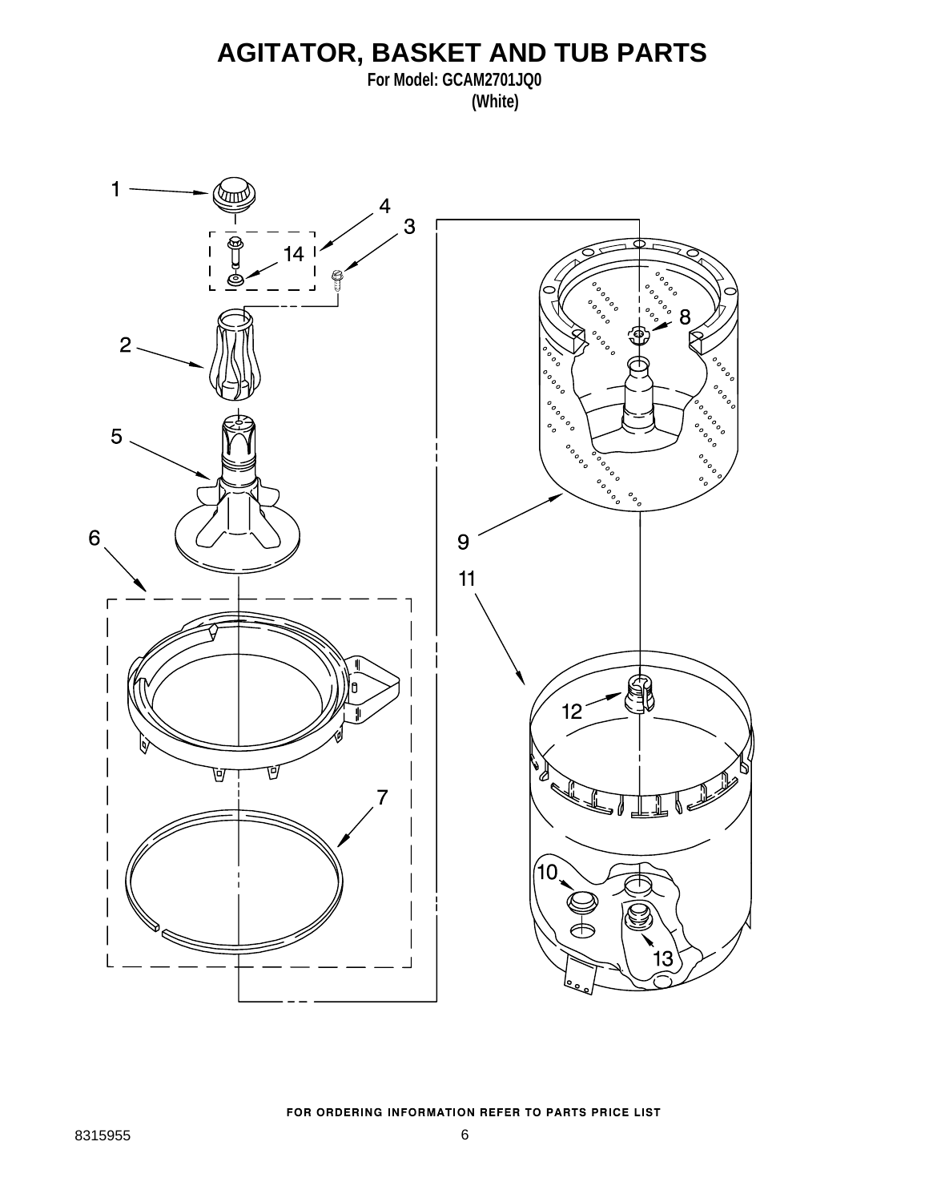# AGITATOR, BASKET AND TUB PARTS

**For Model: GCAM2701JQ0**
**(White)**

1
4
3
14
2
8
5
6
9
11
12
7
10
13

FOR ORDERING INFORMATION REFER TO PARTS PRICE LIST

8315955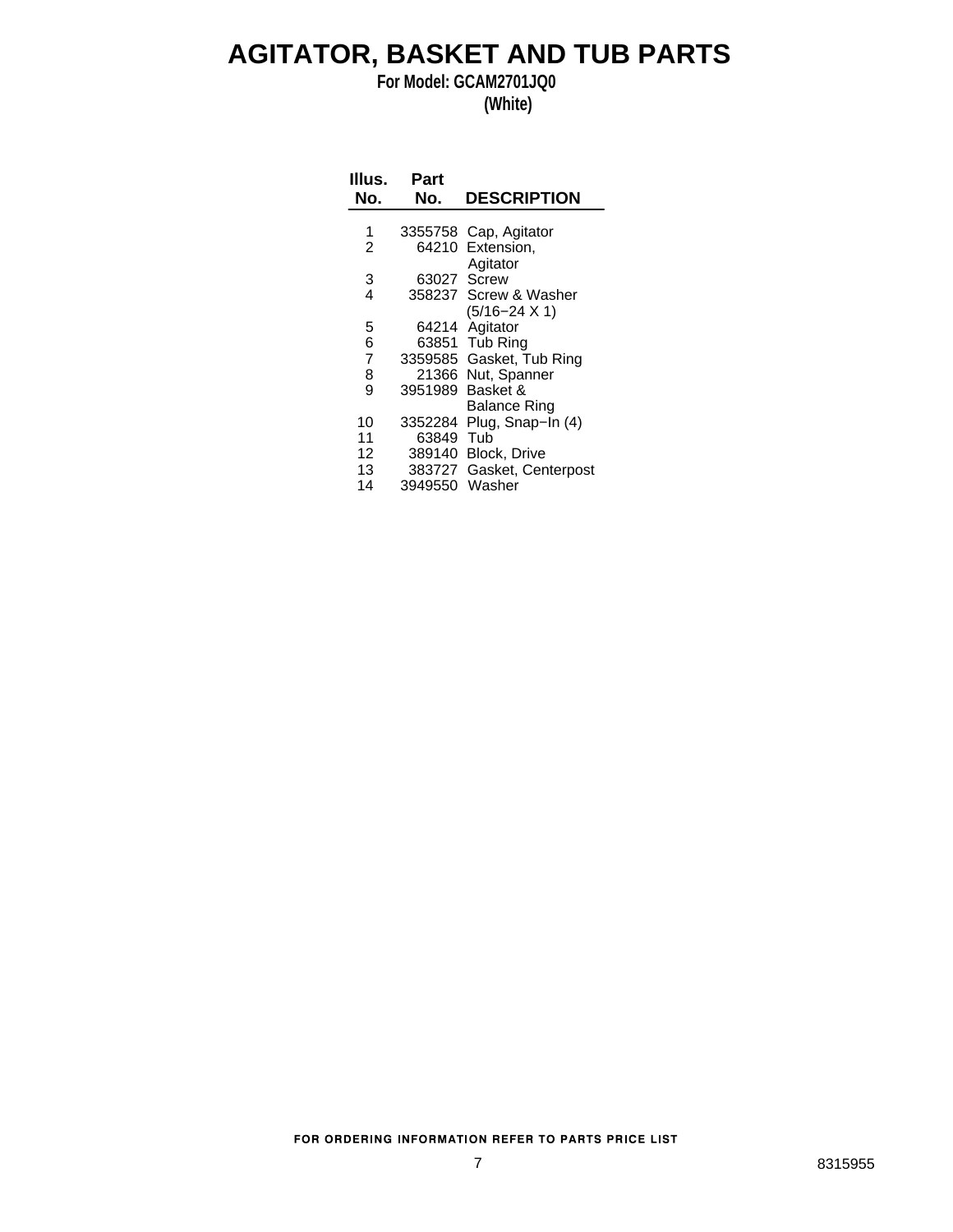# AGITATOR, BASKET AND TUB PARTS

**For Model: GCAM2701JQ0**
**(White)**

| Illus. No. | Part No. | DESCRIPTION |
|---|---|---|
| 1 | 3355758 | Cap, Agitator |
| 2 | 64210 | Extension, Agitator |
| 3 | 63027 | Screw |
| 4 | 358237 | Screw & Washer (5/16−24 X 1) |
| 5 | 64214 | Agitator |
| 6 | 63851 | Tub Ring |
| 7 | 3359585 | Gasket, Tub Ring |
| 8 | 21366 | Nut, Spanner |
| 9 | 3951989 | Basket & Balance Ring |
| 10 | 3352284 | Plug, Snap−In (4) |
| 11 | 63849 | Tub |
| 12 | 389140 | Block, Drive |
| 13 | 383727 | Gasket, Centerpost |
| 14 | 3949550 | Washer |

FOR ORDERING INFORMATION REFER TO PARTS PRICE LIST

8315955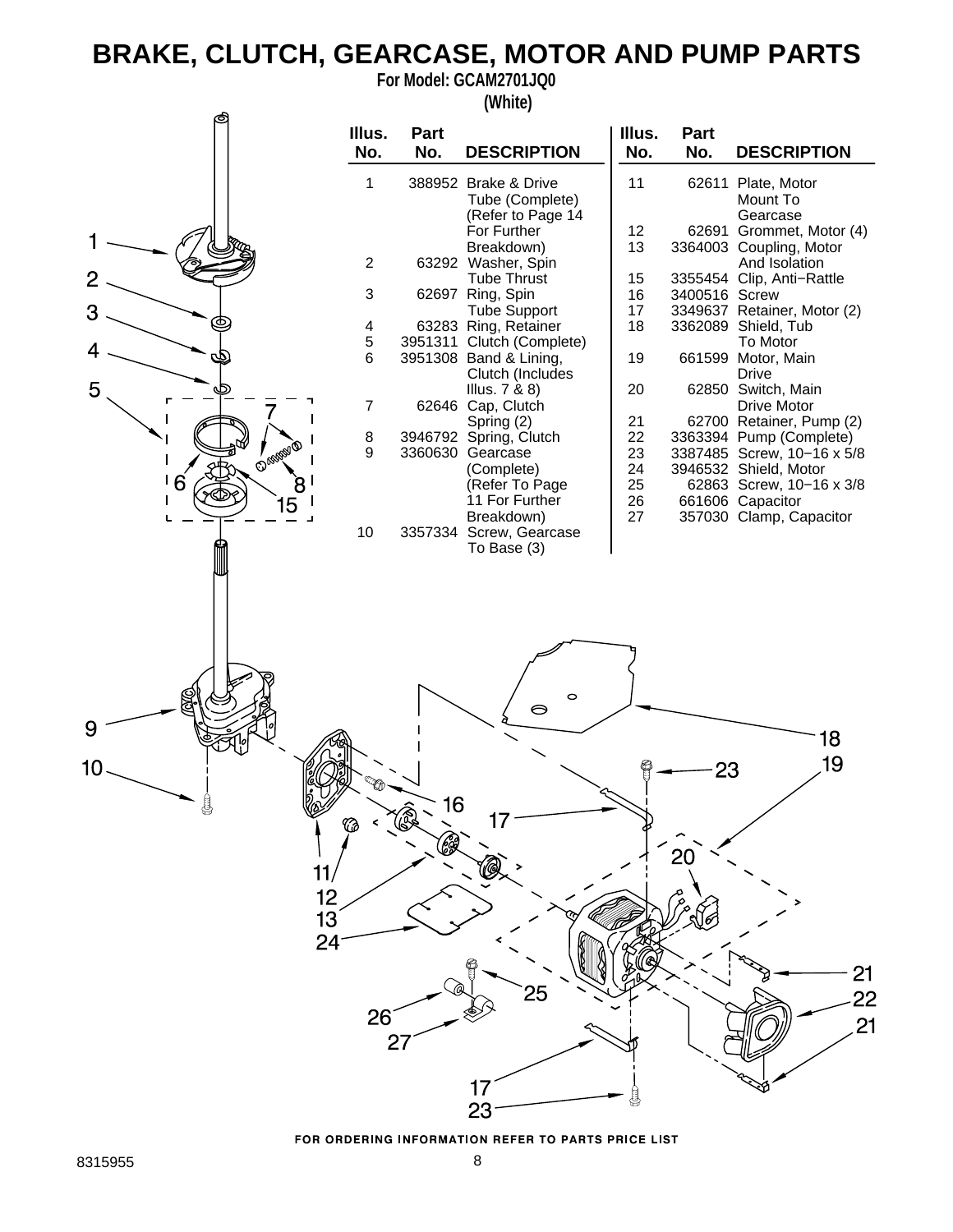# BRAKE, CLUTCH, GEARCASE, MOTOR AND PUMP PARTS

**For Model: GCAM2701JQ0**

**(White)**

| Illus. No. | Part No. | DESCRIPTION |
|---|---|---|
| 1 | 388952 | Brake & Drive Tube (Complete) (Refer to Page 14 For Further Breakdown) |
| 2 | 63292 | Washer, Spin Tube Thrust |
| 3 | 62697 | Ring, Spin Tube Support |
| 4 | 63283 | Ring, Retainer |
| 5 | 3951311 | Clutch (Complete) |
| 6 | 3951308 | Band & Lining, Clutch (Includes Illus. 7 & 8) |
| 7 | 62646 | Cap, Clutch Spring (2) |
| 8 | 3946792 | Spring, Clutch |
| 9 | 3360630 | Gearcase (Complete) (Refer To Page 11 For Further Breakdown) |
| 10 | 3357334 | Screw, Gearcase To Base (3) |
| 11 | 62611 | Plate, Motor Mount To Gearcase |
| 12 | 62691 | Grommet, Motor (4) |
| 13 | 3364003 | Coupling, Motor And Isolation |
| 15 | 3355454 | Clip, Anti−Rattle |
| 16 | 3400516 | Screw |
| 17 | 3349637 | Retainer, Motor (2) |
| 18 | 3362089 | Shield, Tub To Motor |
| 19 | 661599 | Motor, Main Drive |
| 20 | 62850 | Switch, Main Drive Motor |
| 21 | 62700 | Retainer, Pump (2) |
| 22 | 3363394 | Pump (Complete) |
| 23 | 3387485 | Screw, 10−16 x 5/8 |
| 24 | 3946532 | Shield, Motor |
| 25 | 62863 | Screw, 10−16 x 3/8 |
| 26 | 661606 | Capacitor |
| 27 | 357030 | Clamp, Capacitor |

FOR ORDERING INFORMATION REFER TO PARTS PRICE LIST

8315955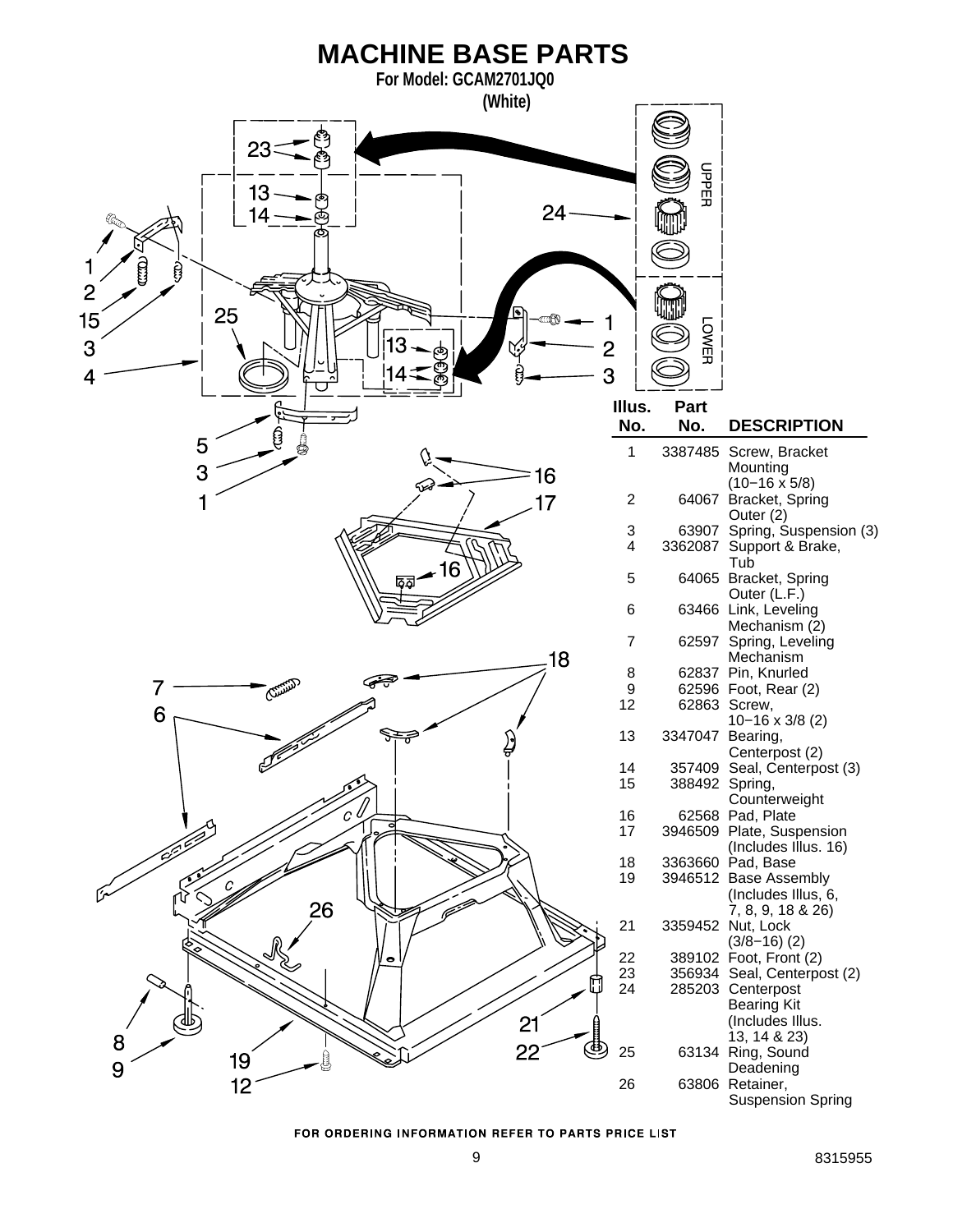# MACHINE BASE PARTS

**For Model: GCAM2701JQ0**

**(White)**

| Illus. No. | Part No. | DESCRIPTION |
|---|---|---|
| 1 | 3387485 | Screw, Bracket Mounting (10−16 x 5/8) |
| 2 | 64067 | Bracket, Spring Outer (2) |
| 3 | 63907 | Spring, Suspension (3) |
| 4 | 3362087 | Support & Brake, Tub |
| 5 | 64065 | Bracket, Spring Outer (L.F.) |
| 6 | 63466 | Link, Leveling Mechanism (2) |
| 7 | 62597 | Spring, Leveling Mechanism |
| 8 | 62837 | Pin, Knurled |
| 9 | 62596 | Foot, Rear (2) |
| 12 | 62863 | Screw, 10−16 x 3/8 (2) |
| 13 | 3347047 | Bearing, Centerpost (2) |
| 14 | 357409 | Seal, Centerpost (3) |
| 15 | 388492 | Spring, Counterweight |
| 16 | 62568 | Pad, Plate |
| 17 | 3946509 | Plate, Suspension (Includes Illus. 16) |
| 18 | 3363660 | Pad, Base |
| 19 | 3946512 | Base Assembly (Includes Illus, 6, 7, 8, 9, 18 & 26) |
| 21 | 3359452 | Nut, Lock (3/8−16) (2) |
| 22 | 389102 | Foot, Front (2) |
| 23 | 356934 | Seal, Centerpost (2) |
| 24 | 285203 | Centerpost Bearing Kit (Includes Illus. 13, 14 & 23) |
| 25 | 63134 | Ring, Sound Deadening |
| 26 | 63806 | Retainer, Suspension Spring |

FOR ORDERING INFORMATION REFER TO PARTS PRICE LIST

8315955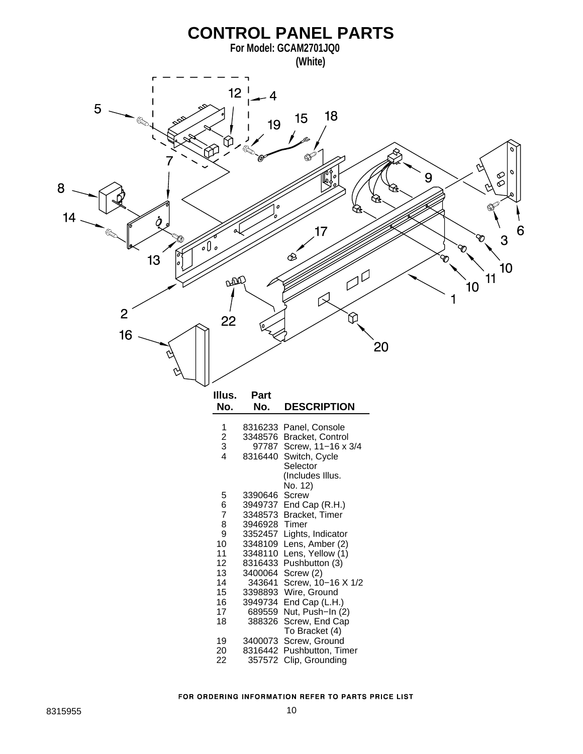# CONTROL PANEL PARTS

**For Model: GCAM2701JQ0**
**(White)**

| Illus. No. | Part No. | DESCRIPTION |
|---|---|---|
| 1 | 8316233 | Panel, Console |
| 2 | 3348576 | Bracket, Control |
| 3 | 97787 | Screw, 11−16 x 3/4 |
| 4 | 8316440 | Switch, Cycle Selector (Includes Illus. No. 12) |
| 5 | 3390646 | Screw |
| 6 | 3949737 | End Cap (R.H.) |
| 7 | 3348573 | Bracket, Timer |
| 8 | 3946928 | Timer |
| 9 | 3352457 | Lights, Indicator |
| 10 | 3348109 | Lens, Amber (2) |
| 11 | 3348110 | Lens, Yellow (1) |
| 12 | 8316433 | Pushbutton (3) |
| 13 | 3400064 | Screw (2) |
| 14 | 343641 | Screw, 10−16 X 1/2 |
| 15 | 3398893 | Wire, Ground |
| 16 | 3949734 | End Cap (L.H.) |
| 17 | 689559 | Nut, Push−In (2) |
| 18 | 388326 | Screw, End Cap To Bracket (4) |
| 19 | 3400073 | Screw, Ground |
| 20 | 8316442 | Pushbutton, Timer |
| 22 | 357572 | Clip, Grounding |

FOR ORDERING INFORMATION REFER TO PARTS PRICE LIST

8315955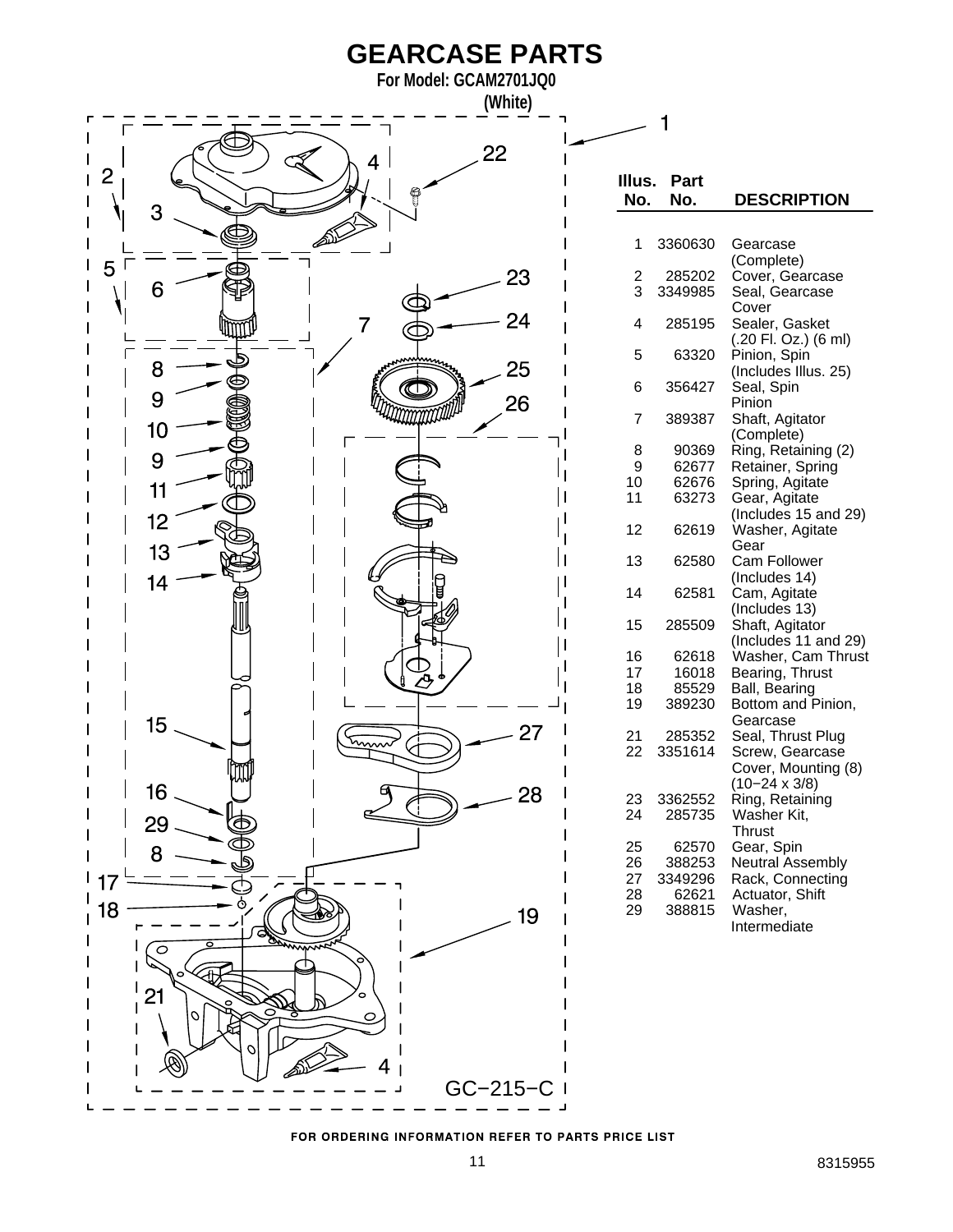# GEARCASE PARTS

**For Model: GCAM2701JQ0**

**(White)**

| Illus. No. | Part No. | DESCRIPTION |
|---|---|---|
| 1 | 3360630 | Gearcase (Complete) |
| 2 | 285202 | Cover, Gearcase |
| 3 | 3349985 | Seal, Gearcase Cover |
| 4 | 285195 | Sealer, Gasket (.20 Fl. Oz.) (6 ml) |
| 5 | 63320 | Pinion, Spin (Includes Illus. 25) |
| 6 | 356427 | Seal, Spin Pinion |
| 7 | 389387 | Shaft, Agitator (Complete) |
| 8 | 90369 | Ring, Retaining (2) |
| 9 | 62677 | Retainer, Spring |
| 10 | 62676 | Spring, Agitate |
| 11 | 63273 | Gear, Agitate (Includes 15 and 29) |
| 12 | 62619 | Washer, Agitate Gear |
| 13 | 62580 | Cam Follower (Includes 14) |
| 14 | 62581 | Cam, Agitate (Includes 13) |
| 15 | 285509 | Shaft, Agitator (Includes 11 and 29) |
| 16 | 62618 | Washer, Cam Thrust |
| 17 | 16018 | Bearing, Thrust |
| 18 | 85529 | Ball, Bearing |
| 19 | 389230 | Bottom and Pinion, Gearcase |
| 21 | 285352 | Seal, Thrust Plug |
| 22 | 3351614 | Screw, Gearcase Cover, Mounting (8) (10−24 x 3/8) |
| 23 | 3362552 | Ring, Retaining |
| 24 | 285735 | Washer Kit, Thrust |
| 25 | 62570 | Gear, Spin |
| 26 | 388253 | Neutral Assembly |
| 27 | 3349296 | Rack, Connecting |
| 28 | 62621 | Actuator, Shift |
| 29 | 388815 | Washer, Intermediate |

GC−215−C

FOR ORDERING INFORMATION REFER TO PARTS PRICE LIST

8315955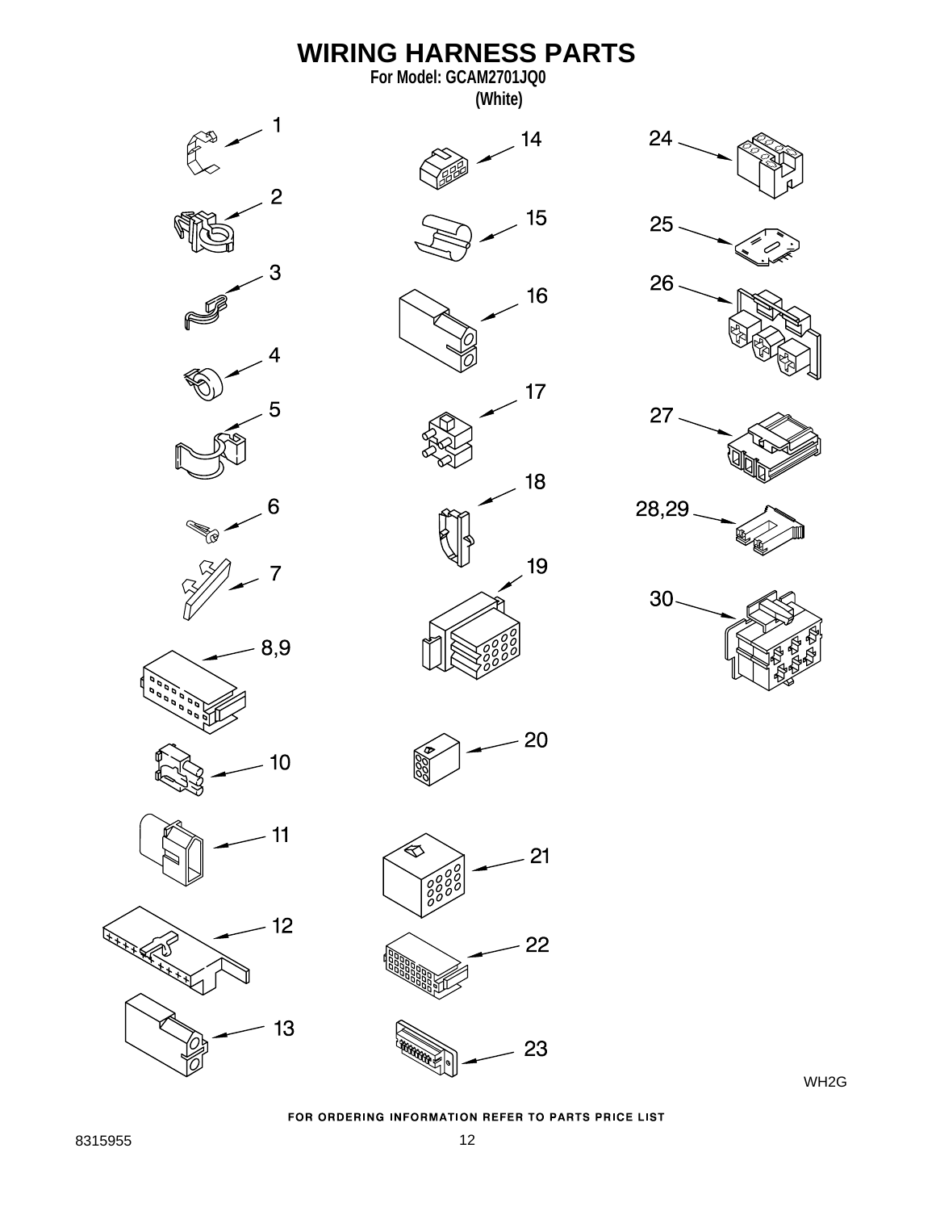# WIRING HARNESS PARTS

**For Model: GCAM2701JQ0**
**(White)**

1
2
3
4
5
6
7
8,9
10
11
12
13
14
15
16
17
18
19
20
21
22
23
24
25
26
27
28,29
30

WH2G

FOR ORDERING INFORMATION REFER TO PARTS PRICE LIST

8315955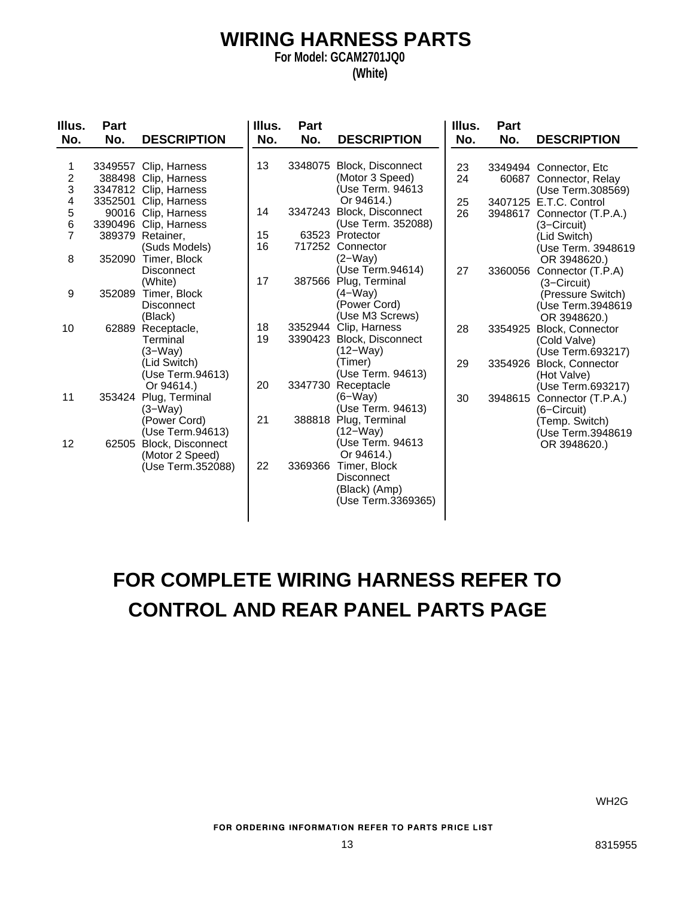# WIRING HARNESS PARTS

**For Model: GCAM2701JQ0**
**(White)**

| Illus. No. | Part No. | DESCRIPTION |
|---|---|---|
| 1 | 3349557 | Clip, Harness |
| 2 | 388498 | Clip, Harness |
| 3 | 3347812 | Clip, Harness |
| 4 | 3352501 | Clip, Harness |
| 5 | 90016 | Clip, Harness |
| 6 | 3390496 | Clip, Harness |
| 7 | 389379 | Retainer, (Suds Models) |
| 8 | 352090 | Timer, Block Disconnect (White) |
| 9 | 352089 | Timer, Block Disconnect (Black) |
| 10 | 62889 | Receptacle, Terminal (3−Way) (Lid Switch) (Use Term.94613 Or 94614.) |
| 11 | 353424 | Plug, Terminal (3−Way) (Power Cord) (Use Term.94613) |
| 12 | 62505 | Block, Disconnect (Motor 2 Speed) (Use Term.352088) |
| 13 | 3348075 | Block, Disconnect (Motor 3 Speed) (Use Term. 94613 Or 94614.) |
| 14 | 3347243 | Block, Disconnect (Use Term. 352088) |
| 15 | 63523 | Protector |
| 16 | 717252 | Connector (2−Way) (Use Term.94614) |
| 17 | 387566 | Plug, Terminal (4−Way) (Power Cord) (Use M3 Screws) |
| 18 | 3352944 | Clip, Harness |
| 19 | 3390423 | Block, Disconnect (12−Way) (Timer) (Use Term. 94613) |
| 20 | 3347730 | Receptacle (6−Way) (Use Term. 94613) |
| 21 | 388818 | Plug, Terminal (12−Way) (Use Term. 94613 Or 94614.) |
| 22 | 3369366 | Timer, Block Disconnect (Black) (Amp) (Use Term.3369365) |
| 23 | 3349494 | Connector, Etc |
| 24 | 60687 | Connector, Relay (Use Term.308569) |
| 25 | 3407125 | E.T.C. Control |
| 26 | 3948617 | Connector (T.P.A.) (3−Circuit) (Lid Switch) (Use Term. 3948619 OR 3948620.) |
| 27 | 3360056 | Connector (T.P.A) (3−Circuit) (Pressure Switch) (Use Term.3948619 OR 3948620.) |
| 28 | 3354925 | Block, Connector (Cold Valve) (Use Term.693217) |
| 29 | 3354926 | Block, Connector (Hot Valve) (Use Term.693217) |
| 30 | 3948615 | Connector (T.P.A.) (6−Circuit) (Temp. Switch) (Use Term.3948619 OR 3948620.) |

## FOR COMPLETE WIRING HARNESS REFER TO CONTROL AND REAR PANEL PARTS PAGE

WH2G

FOR ORDERING INFORMATION REFER TO PARTS PRICE LIST

8315955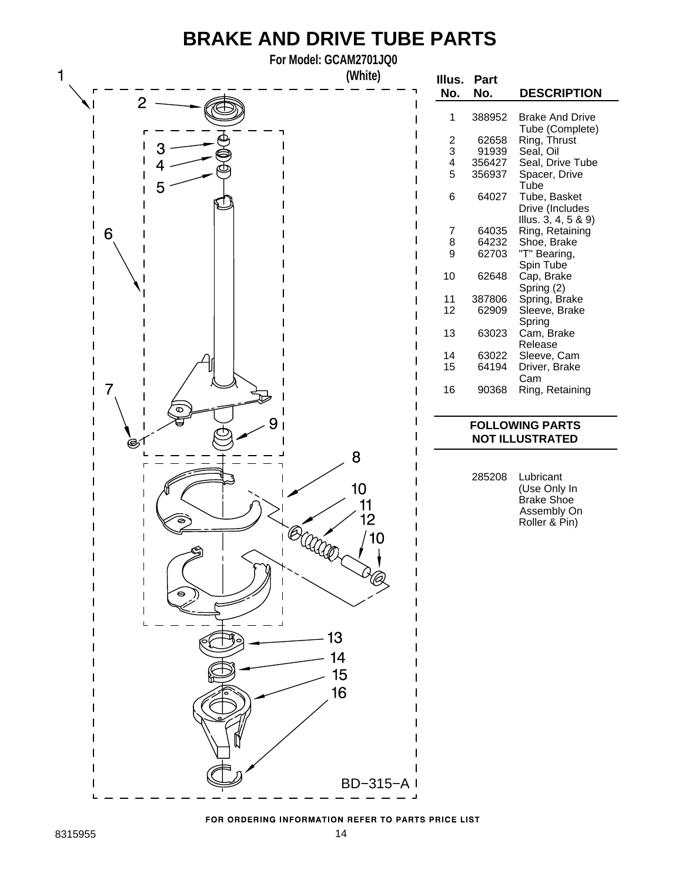# BRAKE AND DRIVE TUBE PARTS

**For Model: GCAM2701JQ0**

**(White)**

| Illus. No. | Part No. | DESCRIPTION |
|---|---|---|
| 1 | 388952 | Brake And Drive Tube (Complete) |
| 2 | 62658 | Ring, Thrust |
| 3 | 91939 | Seal, Oil |
| 4 | 356427 | Seal, Drive Tube |
| 5 | 356937 | Spacer, Drive Tube |
| 6 | 64027 | Tube, Basket Drive (Includes Illus. 3, 4, 5 & 9) |
| 7 | 64035 | Ring, Retaining |
| 8 | 64232 | Shoe, Brake |
| 9 | 62703 | "T" Bearing, Spin Tube |
| 10 | 62648 | Cap, Brake Spring (2) |
| 11 | 387806 | Spring, Brake |
| 12 | 62909 | Sleeve, Brake Spring |
| 13 | 63023 | Cam, Brake Release |
| 14 | 63022 | Sleeve, Cam |
| 15 | 64194 | Driver, Brake Cam |
| 16 | 90368 | Ring, Retaining |

**FOLLOWING PARTS NOT ILLUSTRATED**

| Part No. | DESCRIPTION |
|---|---|
| 285208 | Lubricant (Use Only In Brake Shoe Assembly On Roller & Pin) |

BD−315−A

FOR ORDERING INFORMATION REFER TO PARTS PRICE LIST

8315955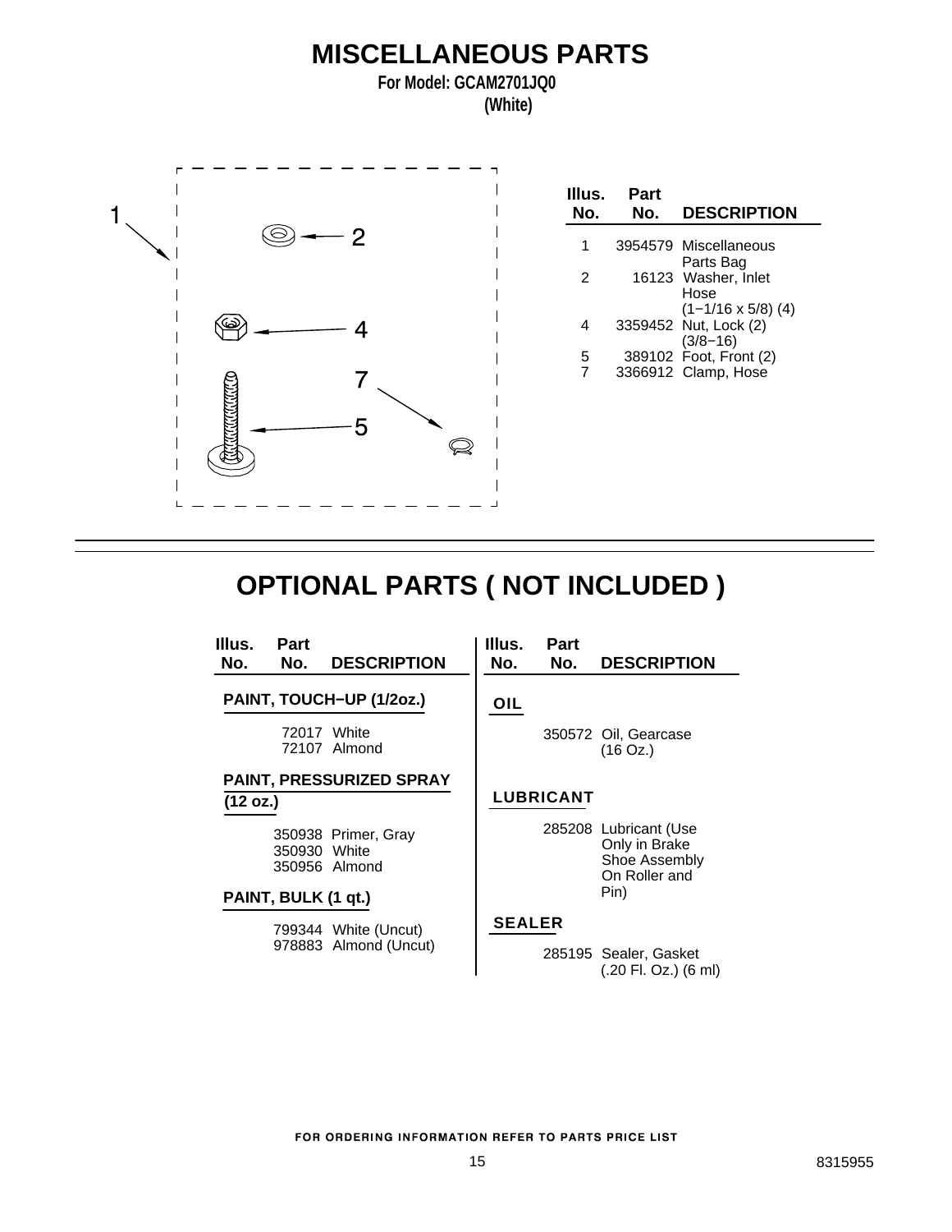# MISCELLANEOUS PARTS

**For Model: GCAM2701JQ0**
**(White)**

1
2
4
7
5

| Illus. No. | Part No. | DESCRIPTION |
|---|---|---|
| 1 | 3954579 | Miscellaneous Parts Bag |
| 2 | 16123 | Washer, Inlet Hose (1−1/16 x 5/8) (4) |
| 4 | 3359452 | Nut, Lock (2) (3/8−16) |
| 5 | 389102 | Foot, Front (2) |
| 7 | 3366912 | Clamp, Hose |

# OPTIONAL PARTS ( NOT INCLUDED )

| Illus. No. | Part No. | DESCRIPTION |
|---|---|---|
| | | **PAINT, TOUCH−UP (1/2oz.)** |
| | 72017 | White |
| | 72107 | Almond |
| | | **PAINT, PRESSURIZED SPRAY (12 oz.)** |
| | 350938 | Primer, Gray |
| | 350930 | White |
| | 350956 | Almond |
| | | **PAINT, BULK (1 qt.)** |
| | 799344 | White (Uncut) |
| | 978883 | Almond (Uncut) |

| Illus. No. | Part No. | DESCRIPTION |
|---|---|---|
| | | **OIL** |
| | 350572 | Oil, Gearcase (16 Oz.) |
| | | **LUBRICANT** |
| | 285208 | Lubricant (Use Only in Brake Shoe Assembly On Roller and Pin) |
| | | **SEALER** |
| | 285195 | Sealer, Gasket (.20 Fl. Oz.) (6 ml) |

FOR ORDERING INFORMATION REFER TO PARTS PRICE LIST

8315955